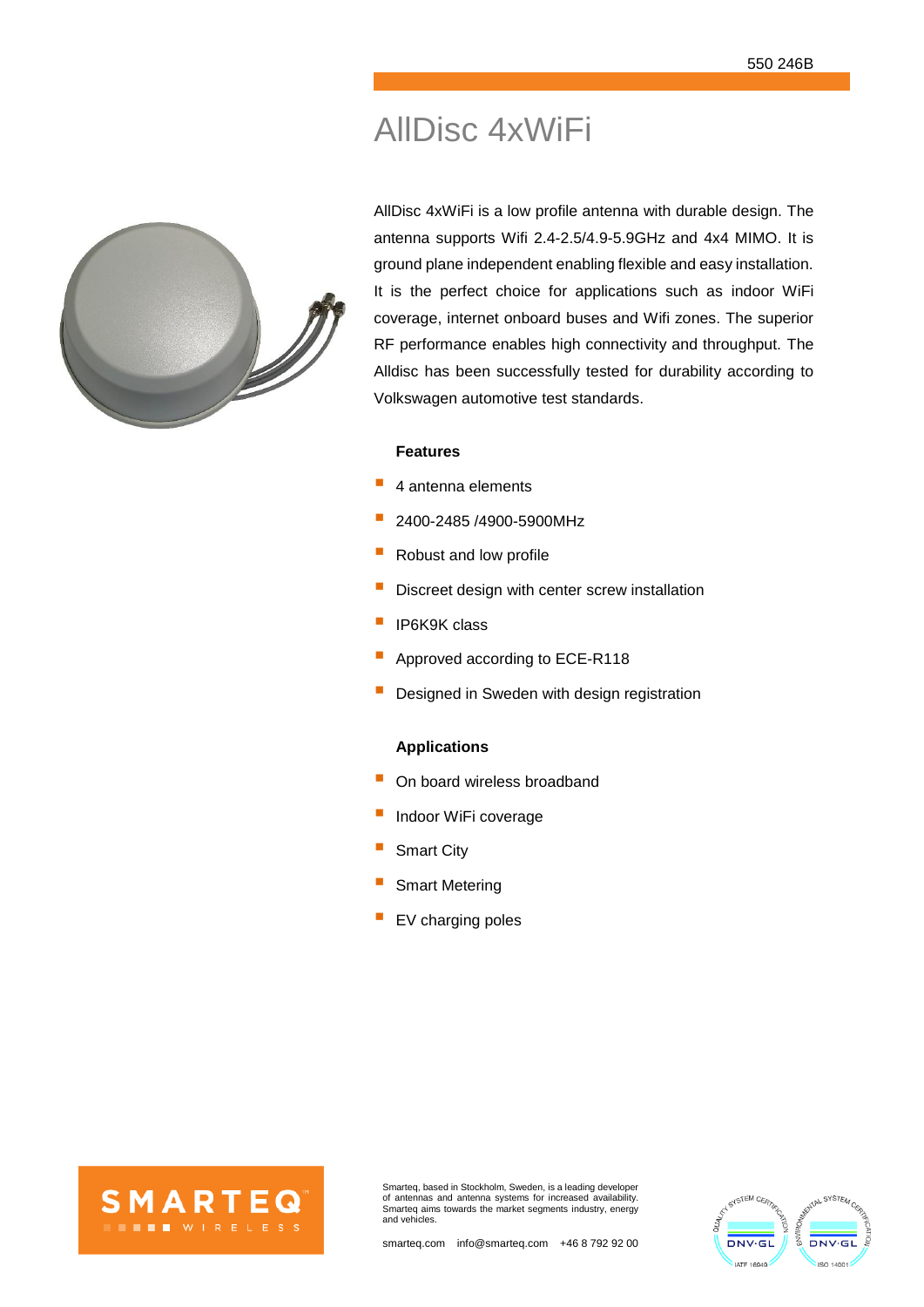550 246B

# AllDisc 4xWiFi

AllDisc 4xWiFi is a low profile antenna with durable design. The antenna supports Wifi 2.4-2.5/4.9-5.9GHz and 4x4 MIMO. It is ground plane independent enabling flexible and easy installation. It is the perfect choice for applications such as indoor WiFi coverage, internet onboard buses and Wifi zones. The superior RF performance enables high connectivity and throughput. The Alldisc has been successfully tested for durability according to Volkswagen automotive test standards.

### Features

- 4 antenna elements
- 2400-2485 /4900-5900MHz
- Robust and low profile
- Discreet design with center screw installation
- IP6K9K class
- Approved according to ECE-R118
- Designed in Sweden with design registration

### Applications

- On board wireless broadband
- Indoor WiFi coverage
- Smart City
- Smart Metering
- EV charging poles

SMARTEQ WIRELESS

Smarteq, based in Stockholm, Sweden, is a leading developer of antennas and antenna systems for increased availability. Smarteq aims towards the market segments industry, energy and vehicles.

smarteq.com info@smarteq.com +46 8 792 92 00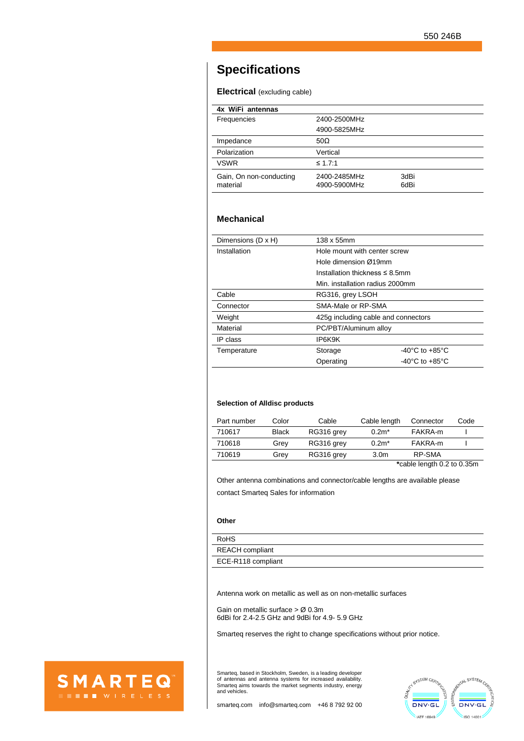550 246B

# Specifications

**Electrical** (excluding cable)

| **4x WiFi antennas** | | |
|---|---|---|
| Frequencies | 2400-2500MHz<br>4900-5825MHz | |
| Impedance | 50Ω | |
| Polarization | Vertical | |
| VSWR | ≤ 1.7:1 | |
| Gain, On non-conducting material | 2400-2485MHz<br>4900-5900MHz | 3dBi<br>6dBi |

## Mechanical

| | | |
|---|---|---|
| Dimensions (D x H) | 138 x 55mm | |
| Installation | Hole mount with center screw<br>Hole dimension Ø19mm<br>Installation thickness ≤ 8.5mm<br>Min. installation radius 2000mm | |
| Cable | RG316, grey LSOH | |
| Connector | SMA-Male or RP-SMA | |
| Weight | 425g including cable and connectors | |
| Material | PC/PBT/Aluminum alloy | |
| IP class | IP6K9K | |
| Temperature | Storage | -40°C to +85°C |
| | Operating | -40°C to +85°C |

**Selection of Alldisc products**

| Part number | Color | Cable | Cable length | Connector | Code |
|---|---|---|---|---|---|
| 710617 | Black | RG316 grey | 0.2m* | FAKRA-m | I |
| 710618 | Grey | RG316 grey | 0.2m* | FAKRA-m | I |
| 710619 | Grey | RG316 grey | 3.0m | RP-SMA | |

**\***cable length 0.2 to 0.35m

Other antenna combinations and connector/cable lengths are available please contact Smarteq Sales for information

**Other**

| |
|---|
| RoHS |
| REACH compliant |
| ECE-R118 compliant |

Antenna work on metallic as well as on non-metallic surfaces

Gain on metallic surface > Ø 0.3m
6dBi for 2.4-2.5 GHz and 9dBi for 4.9- 5.9 GHz

Smarteq reserves the right to change specifications without prior notice.

Smarteq, based in Stockholm, Sweden, is a leading developer of antennas and antenna systems for increased availability. Smarteq aims towards the market segments industry, energy and vehicles.

smarteq.com info@smarteq.com +46 8 792 92 00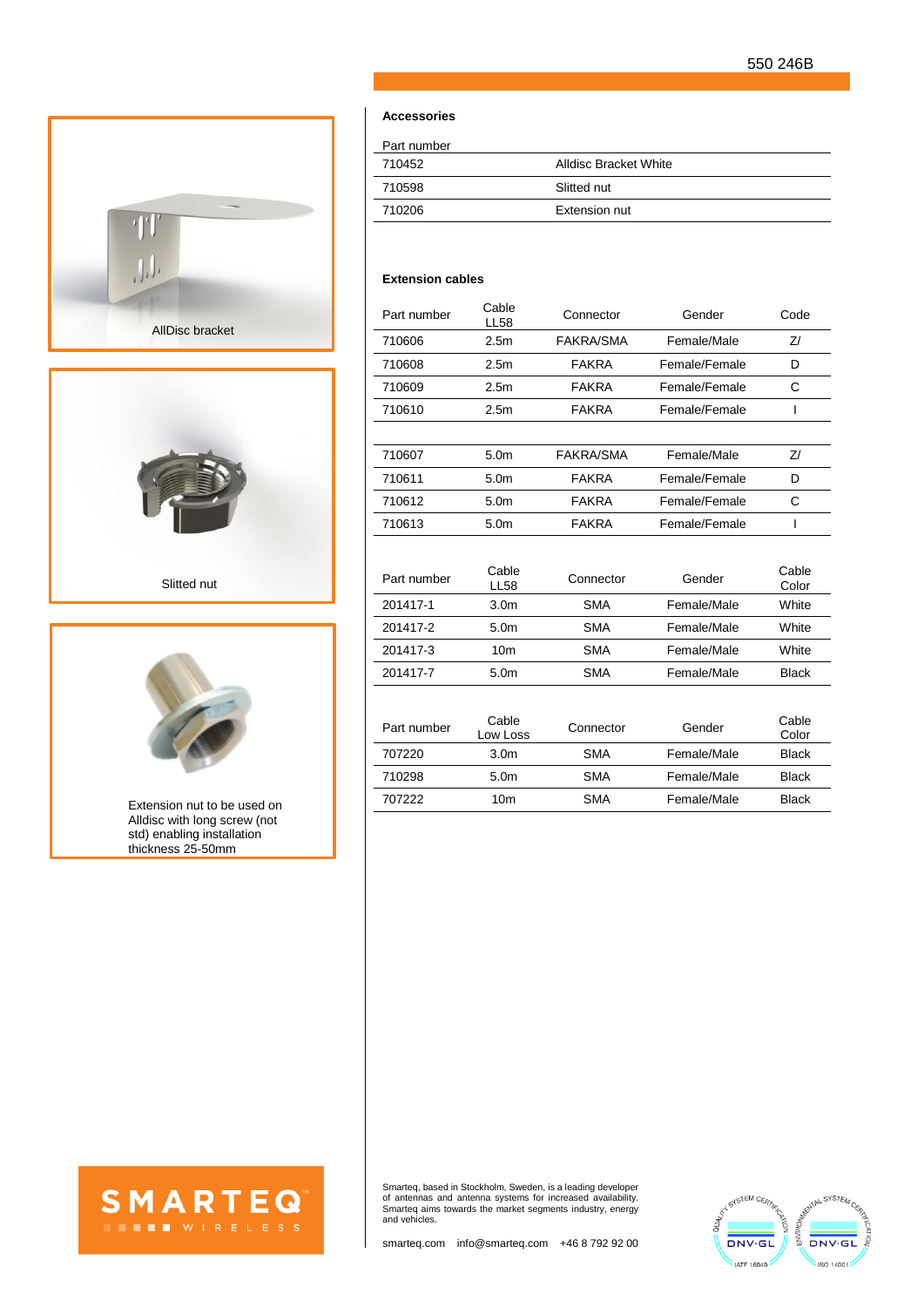AllDisc bracket

Slitted nut

Extension nut to be used on Alldisc with long screw (not std) enabling installation thickness 25-50mm

## Accessories

| Part number | |
|---|---|
| 710452 | Alldisc Bracket White |
| 710598 | Slitted nut |
| 710206 | Extension nut |

## Extension cables

| Part number | Cable LL58 | Connector | Gender | Code |
|---|---|---|---|---|
| 710606 | 2.5m | FAKRA/SMA | Female/Male | Z/ |
| 710608 | 2.5m | FAKRA | Female/Female | D |
| 710609 | 2.5m | FAKRA | Female/Female | C |
| 710610 | 2.5m | FAKRA | Female/Female | I |
| 710607 | 5.0m | FAKRA/SMA | Female/Male | Z/ |
| 710611 | 5.0m | FAKRA | Female/Female | D |
| 710612 | 5.0m | FAKRA | Female/Female | C |
| 710613 | 5.0m | FAKRA | Female/Female | I |

| Part number | Cable LL58 | Connector | Gender | Cable Color |
|---|---|---|---|---|
| 201417-1 | 3.0m | SMA | Female/Male | White |
| 201417-2 | 5.0m | SMA | Female/Male | White |
| 201417-3 | 10m | SMA | Female/Male | White |
| 201417-7 | 5.0m | SMA | Female/Male | Black |

| Part number | Cable Low Loss | Connector | Gender | Cable Color |
|---|---|---|---|---|
| 707220 | 3.0m | SMA | Female/Male | Black |
| 710298 | 5.0m | SMA | Female/Male | Black |
| 707222 | 10m | SMA | Female/Male | Black |

Smarteq, based in Stockholm, Sweden, is a leading developer of antennas and antenna systems for increased availability. Smarteq aims towards the market segments industry, energy and vehicles.

smarteq.com info@smarteq.com +46 8 792 92 00